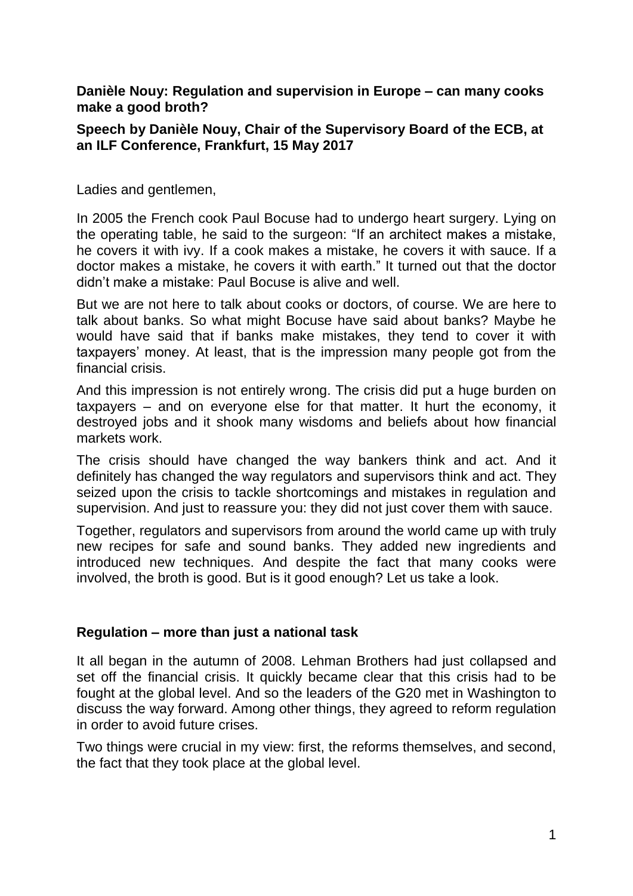**Danièle Nouy: Regulation and supervision in Europe – can many cooks make a good broth?**

**Speech by Danièle Nouy, Chair of the Supervisory Board of the ECB, at an ILF Conference, Frankfurt, 15 May 2017**

Ladies and gentlemen,

In 2005 the French cook Paul Bocuse had to undergo heart surgery. Lying on the operating table, he said to the surgeon: "If an architect makes a mistake, he covers it with ivy. If a cook makes a mistake, he covers it with sauce. If a doctor makes a mistake, he covers it with earth." It turned out that the doctor didn't make a mistake: Paul Bocuse is alive and well.

But we are not here to talk about cooks or doctors, of course. We are here to talk about banks. So what might Bocuse have said about banks? Maybe he would have said that if banks make mistakes, they tend to cover it with taxpayers' money. At least, that is the impression many people got from the financial crisis.

And this impression is not entirely wrong. The crisis did put a huge burden on taxpayers – and on everyone else for that matter. It hurt the economy, it destroyed jobs and it shook many wisdoms and beliefs about how financial markets work.

The crisis should have changed the way bankers think and act. And it definitely has changed the way regulators and supervisors think and act. They seized upon the crisis to tackle shortcomings and mistakes in regulation and supervision. And just to reassure you: they did not just cover them with sauce.

Together, regulators and supervisors from around the world came up with truly new recipes for safe and sound banks. They added new ingredients and introduced new techniques. And despite the fact that many cooks were involved, the broth is good. But is it good enough? Let us take a look.

## Regulation – more than just a national task

It all began in the autumn of 2008. Lehman Brothers had just collapsed and set off the financial crisis. It quickly became clear that this crisis had to be fought at the global level. And so the leaders of the G20 met in Washington to discuss the way forward. Among other things, they agreed to reform regulation in order to avoid future crises.

Two things were crucial in my view: first, the reforms themselves, and second, the fact that they took place at the global level.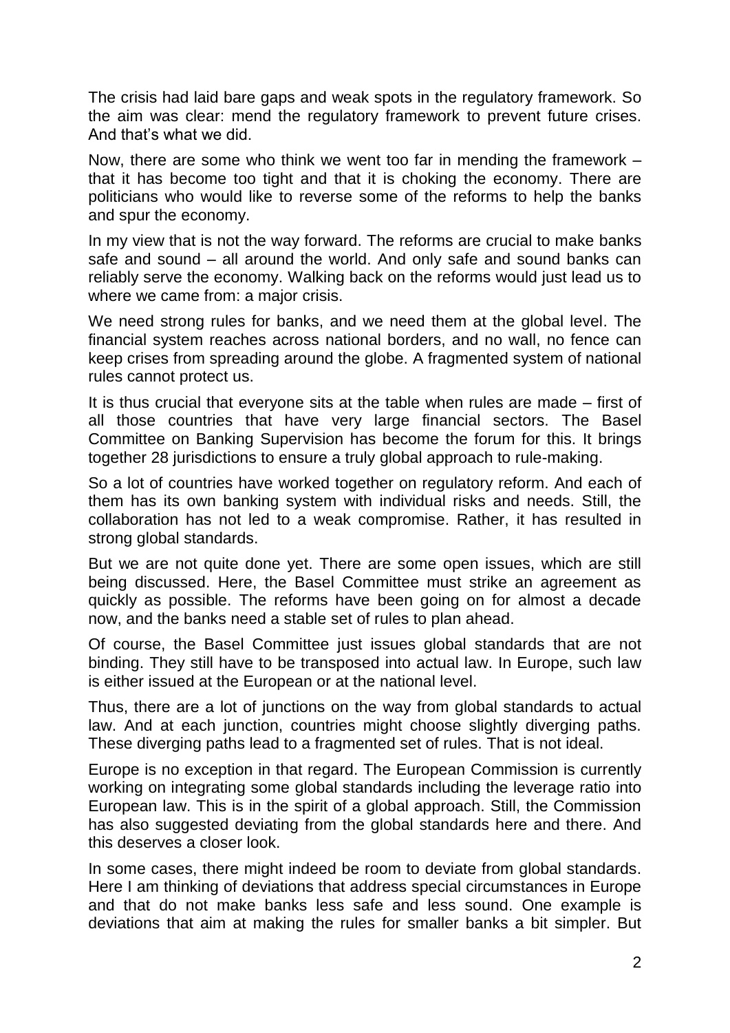The crisis had laid bare gaps and weak spots in the regulatory framework. So the aim was clear: mend the regulatory framework to prevent future crises. And that's what we did.

Now, there are some who think we went too far in mending the framework – that it has become too tight and that it is choking the economy. There are politicians who would like to reverse some of the reforms to help the banks and spur the economy.

In my view that is not the way forward. The reforms are crucial to make banks safe and sound – all around the world. And only safe and sound banks can reliably serve the economy. Walking back on the reforms would just lead us to where we came from: a major crisis.

We need strong rules for banks, and we need them at the global level. The financial system reaches across national borders, and no wall, no fence can keep crises from spreading around the globe. A fragmented system of national rules cannot protect us.

It is thus crucial that everyone sits at the table when rules are made – first of all those countries that have very large financial sectors. The Basel Committee on Banking Supervision has become the forum for this. It brings together 28 jurisdictions to ensure a truly global approach to rule-making.

So a lot of countries have worked together on regulatory reform. And each of them has its own banking system with individual risks and needs. Still, the collaboration has not led to a weak compromise. Rather, it has resulted in strong global standards.

But we are not quite done yet. There are some open issues, which are still being discussed. Here, the Basel Committee must strike an agreement as quickly as possible. The reforms have been going on for almost a decade now, and the banks need a stable set of rules to plan ahead.

Of course, the Basel Committee just issues global standards that are not binding. They still have to be transposed into actual law. In Europe, such law is either issued at the European or at the national level.

Thus, there are a lot of junctions on the way from global standards to actual law. And at each junction, countries might choose slightly diverging paths. These diverging paths lead to a fragmented set of rules. That is not ideal.

Europe is no exception in that regard. The European Commission is currently working on integrating some global standards including the leverage ratio into European law. This is in the spirit of a global approach. Still, the Commission has also suggested deviating from the global standards here and there. And this deserves a closer look.

In some cases, there might indeed be room to deviate from global standards. Here I am thinking of deviations that address special circumstances in Europe and that do not make banks less safe and less sound. One example is deviations that aim at making the rules for smaller banks a bit simpler. But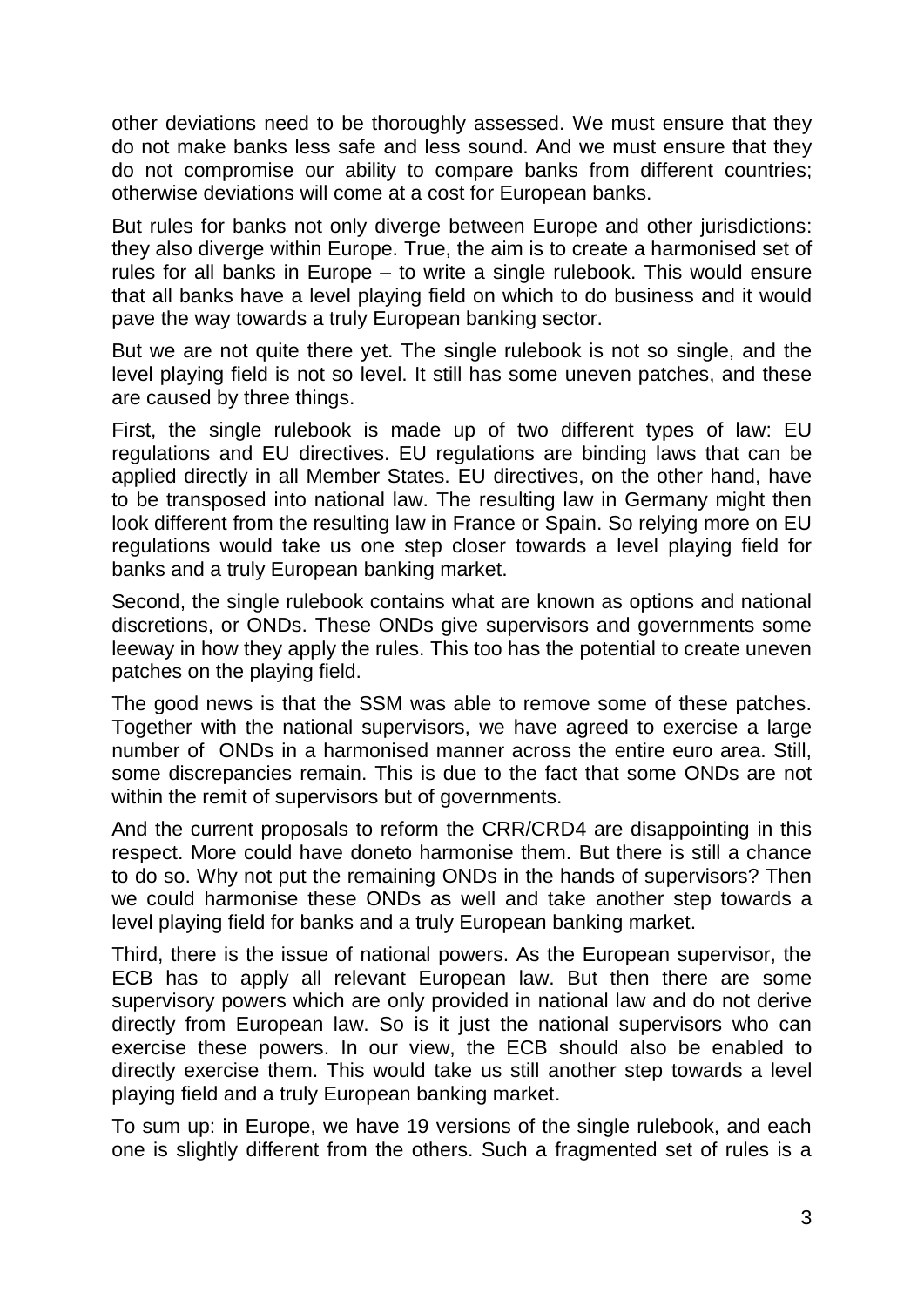other deviations need to be thoroughly assessed. We must ensure that they do not make banks less safe and less sound. And we must ensure that they do not compromise our ability to compare banks from different countries; otherwise deviations will come at a cost for European banks.

But rules for banks not only diverge between Europe and other jurisdictions: they also diverge within Europe. True, the aim is to create a harmonised set of rules for all banks in Europe – to write a single rulebook. This would ensure that all banks have a level playing field on which to do business and it would pave the way towards a truly European banking sector.

But we are not quite there yet. The single rulebook is not so single, and the level playing field is not so level. It still has some uneven patches, and these are caused by three things.

First, the single rulebook is made up of two different types of law: EU regulations and EU directives. EU regulations are binding laws that can be applied directly in all Member States. EU directives, on the other hand, have to be transposed into national law. The resulting law in Germany might then look different from the resulting law in France or Spain. So relying more on EU regulations would take us one step closer towards a level playing field for banks and a truly European banking market.

Second, the single rulebook contains what are known as options and national discretions, or ONDs. These ONDs give supervisors and governments some leeway in how they apply the rules. This too has the potential to create uneven patches on the playing field.

The good news is that the SSM was able to remove some of these patches. Together with the national supervisors, we have agreed to exercise a large number of ONDs in a harmonised manner across the entire euro area. Still, some discrepancies remain. This is due to the fact that some ONDs are not within the remit of supervisors but of governments.

And the current proposals to reform the CRR/CRD4 are disappointing in this respect. More could have doneto harmonise them. But there is still a chance to do so. Why not put the remaining ONDs in the hands of supervisors? Then we could harmonise these ONDs as well and take another step towards a level playing field for banks and a truly European banking market.

Third, there is the issue of national powers. As the European supervisor, the ECB has to apply all relevant European law. But then there are some supervisory powers which are only provided in national law and do not derive directly from European law. So is it just the national supervisors who can exercise these powers. In our view, the ECB should also be enabled to directly exercise them. This would take us still another step towards a level playing field and a truly European banking market.

To sum up: in Europe, we have 19 versions of the single rulebook, and each one is slightly different from the others. Such a fragmented set of rules is a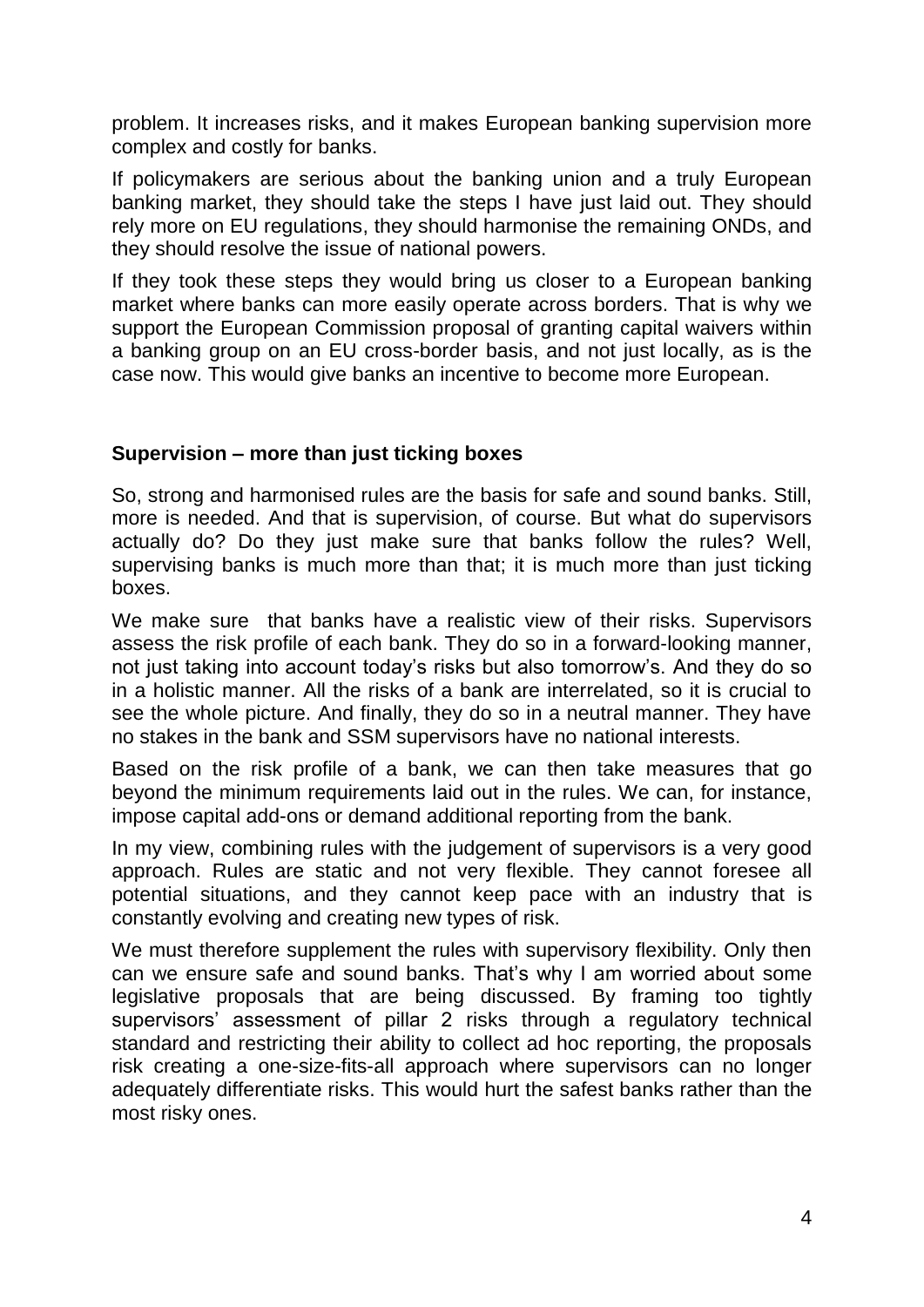problem. It increases risks, and it makes European banking supervision more complex and costly for banks.

If policymakers are serious about the banking union and a truly European banking market, they should take the steps I have just laid out. They should rely more on EU regulations, they should harmonise the remaining ONDs, and they should resolve the issue of national powers.

If they took these steps they would bring us closer to a European banking market where banks can more easily operate across borders. That is why we support the European Commission proposal of granting capital waivers within a banking group on an EU cross-border basis, and not just locally, as is the case now. This would give banks an incentive to become more European.

**Supervision – more than just ticking boxes**

So, strong and harmonised rules are the basis for safe and sound banks. Still, more is needed. And that is supervision, of course. But what do supervisors actually do? Do they just make sure that banks follow the rules? Well, supervising banks is much more than that; it is much more than just ticking boxes.

We make sure that banks have a realistic view of their risks. Supervisors assess the risk profile of each bank. They do so in a forward-looking manner, not just taking into account today's risks but also tomorrow's. And they do so in a holistic manner. All the risks of a bank are interrelated, so it is crucial to see the whole picture. And finally, they do so in a neutral manner. They have no stakes in the bank and SSM supervisors have no national interests.

Based on the risk profile of a bank, we can then take measures that go beyond the minimum requirements laid out in the rules. We can, for instance, impose capital add-ons or demand additional reporting from the bank.

In my view, combining rules with the judgement of supervisors is a very good approach. Rules are static and not very flexible. They cannot foresee all potential situations, and they cannot keep pace with an industry that is constantly evolving and creating new types of risk.

We must therefore supplement the rules with supervisory flexibility. Only then can we ensure safe and sound banks. That's why I am worried about some legislative proposals that are being discussed. By framing too tightly supervisors' assessment of pillar 2 risks through a regulatory technical standard and restricting their ability to collect ad hoc reporting, the proposals risk creating a one-size-fits-all approach where supervisors can no longer adequately differentiate risks. This would hurt the safest banks rather than the most risky ones.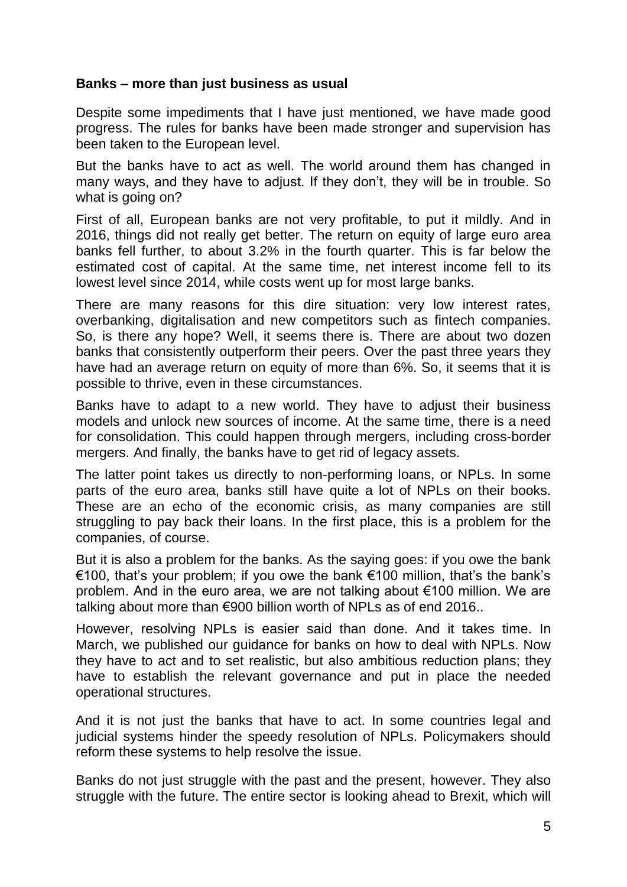**Banks – more than just business as usual**

Despite some impediments that I have just mentioned, we have made good progress. The rules for banks have been made stronger and supervision has been taken to the European level.

But the banks have to act as well. The world around them has changed in many ways, and they have to adjust. If they don't, they will be in trouble. So what is going on?

First of all, European banks are not very profitable, to put it mildly. And in 2016, things did not really get better. The return on equity of large euro area banks fell further, to about 3.2% in the fourth quarter. This is far below the estimated cost of capital. At the same time, net interest income fell to its lowest level since 2014, while costs went up for most large banks.

There are many reasons for this dire situation: very low interest rates, overbanking, digitalisation and new competitors such as fintech companies. So, is there any hope? Well, it seems there is. There are about two dozen banks that consistently outperform their peers. Over the past three years they have had an average return on equity of more than 6%. So, it seems that it is possible to thrive, even in these circumstances.

Banks have to adapt to a new world. They have to adjust their business models and unlock new sources of income. At the same time, there is a need for consolidation. This could happen through mergers, including cross-border mergers. And finally, the banks have to get rid of legacy assets.

The latter point takes us directly to non-performing loans, or NPLs. In some parts of the euro area, banks still have quite a lot of NPLs on their books. These are an echo of the economic crisis, as many companies are still struggling to pay back their loans. In the first place, this is a problem for the companies, of course.

But it is also a problem for the banks. As the saying goes: if you owe the bank €100, that's your problem; if you owe the bank €100 million, that's the bank's problem. And in the euro area, we are not talking about €100 million. We are talking about more than €900 billion worth of NPLs as of end 2016..

However, resolving NPLs is easier said than done. And it takes time. In March, we published our guidance for banks on how to deal with NPLs. Now they have to act and to set realistic, but also ambitious reduction plans; they have to establish the relevant governance and put in place the needed operational structures.

And it is not just the banks that have to act. In some countries legal and judicial systems hinder the speedy resolution of NPLs. Policymakers should reform these systems to help resolve the issue.

Banks do not just struggle with the past and the present, however. They also struggle with the future. The entire sector is looking ahead to Brexit, which will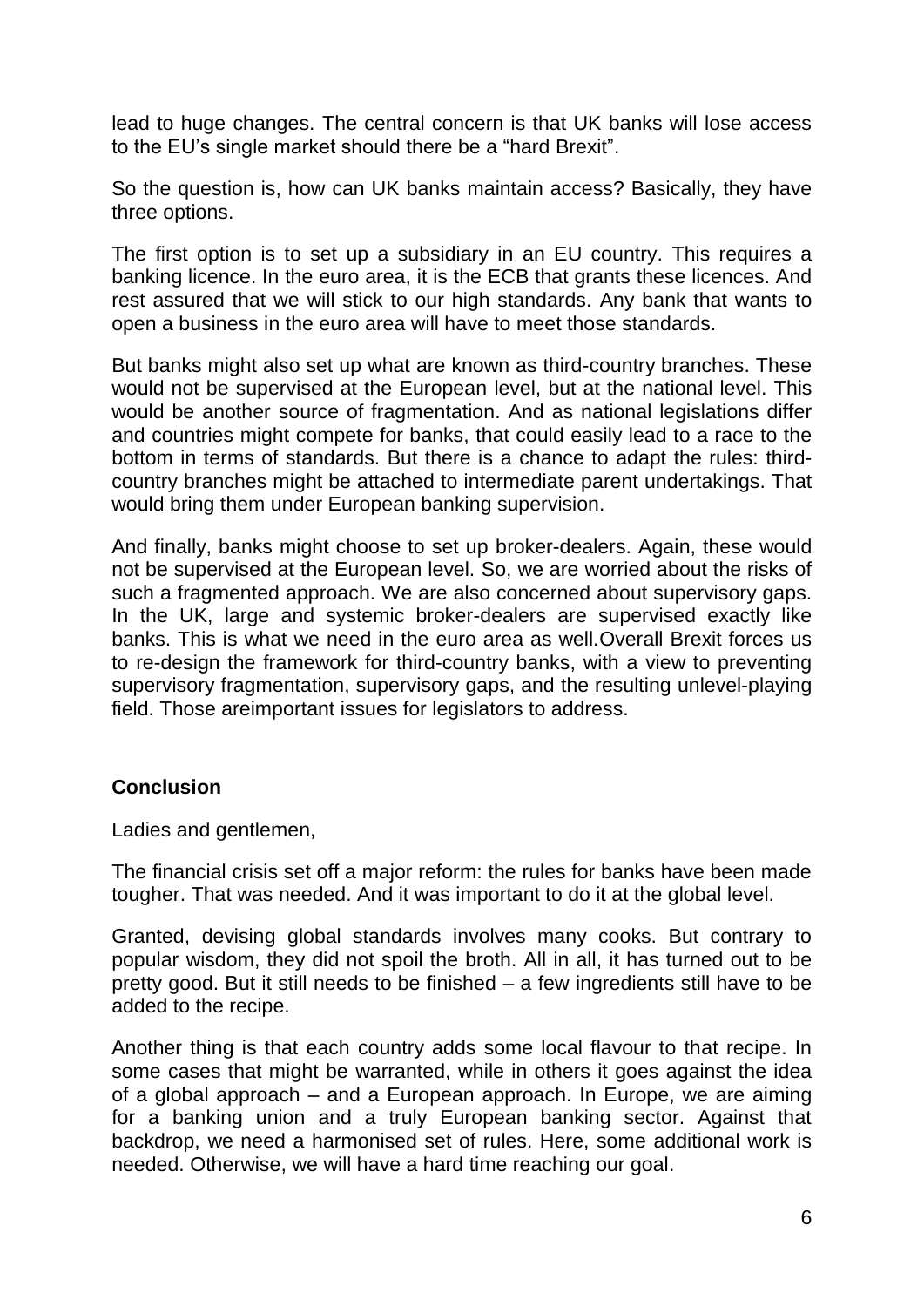lead to huge changes. The central concern is that UK banks will lose access to the EU's single market should there be a "hard Brexit".

So the question is, how can UK banks maintain access? Basically, they have three options.

The first option is to set up a subsidiary in an EU country. This requires a banking licence. In the euro area, it is the ECB that grants these licences. And rest assured that we will stick to our high standards. Any bank that wants to open a business in the euro area will have to meet those standards.

But banks might also set up what are known as third-country branches. These would not be supervised at the European level, but at the national level. This would be another source of fragmentation. And as national legislations differ and countries might compete for banks, that could easily lead to a race to the bottom in terms of standards. But there is a chance to adapt the rules: third-country branches might be attached to intermediate parent undertakings. That would bring them under European banking supervision.

And finally, banks might choose to set up broker-dealers. Again, these would not be supervised at the European level. So, we are worried about the risks of such a fragmented approach. We are also concerned about supervisory gaps. In the UK, large and systemic broker-dealers are supervised exactly like banks. This is what we need in the euro area as well.Overall Brexit forces us to re-design the framework for third-country banks, with a view to preventing supervisory fragmentation, supervisory gaps, and the resulting unlevel-playing field. Those areimportant issues for legislators to address.

## Conclusion

Ladies and gentlemen,

The financial crisis set off a major reform: the rules for banks have been made tougher. That was needed. And it was important to do it at the global level.

Granted, devising global standards involves many cooks. But contrary to popular wisdom, they did not spoil the broth. All in all, it has turned out to be pretty good. But it still needs to be finished – a few ingredients still have to be added to the recipe.

Another thing is that each country adds some local flavour to that recipe. In some cases that might be warranted, while in others it goes against the idea of a global approach – and a European approach. In Europe, we are aiming for a banking union and a truly European banking sector. Against that backdrop, we need a harmonised set of rules. Here, some additional work is needed. Otherwise, we will have a hard time reaching our goal.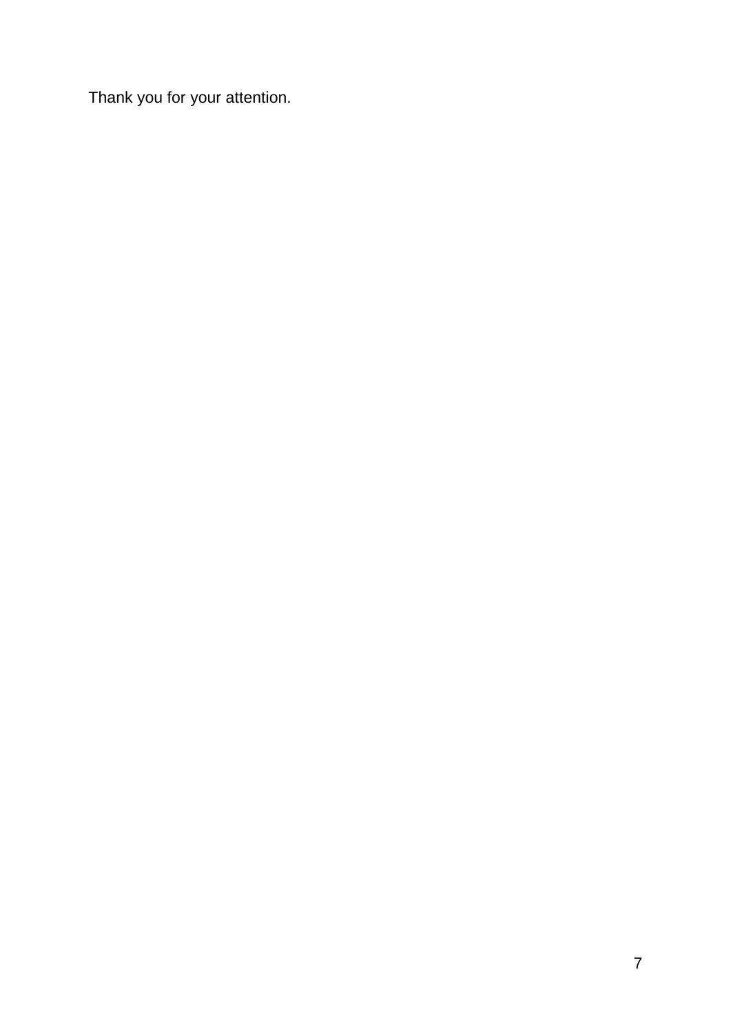Thank you for your attention.